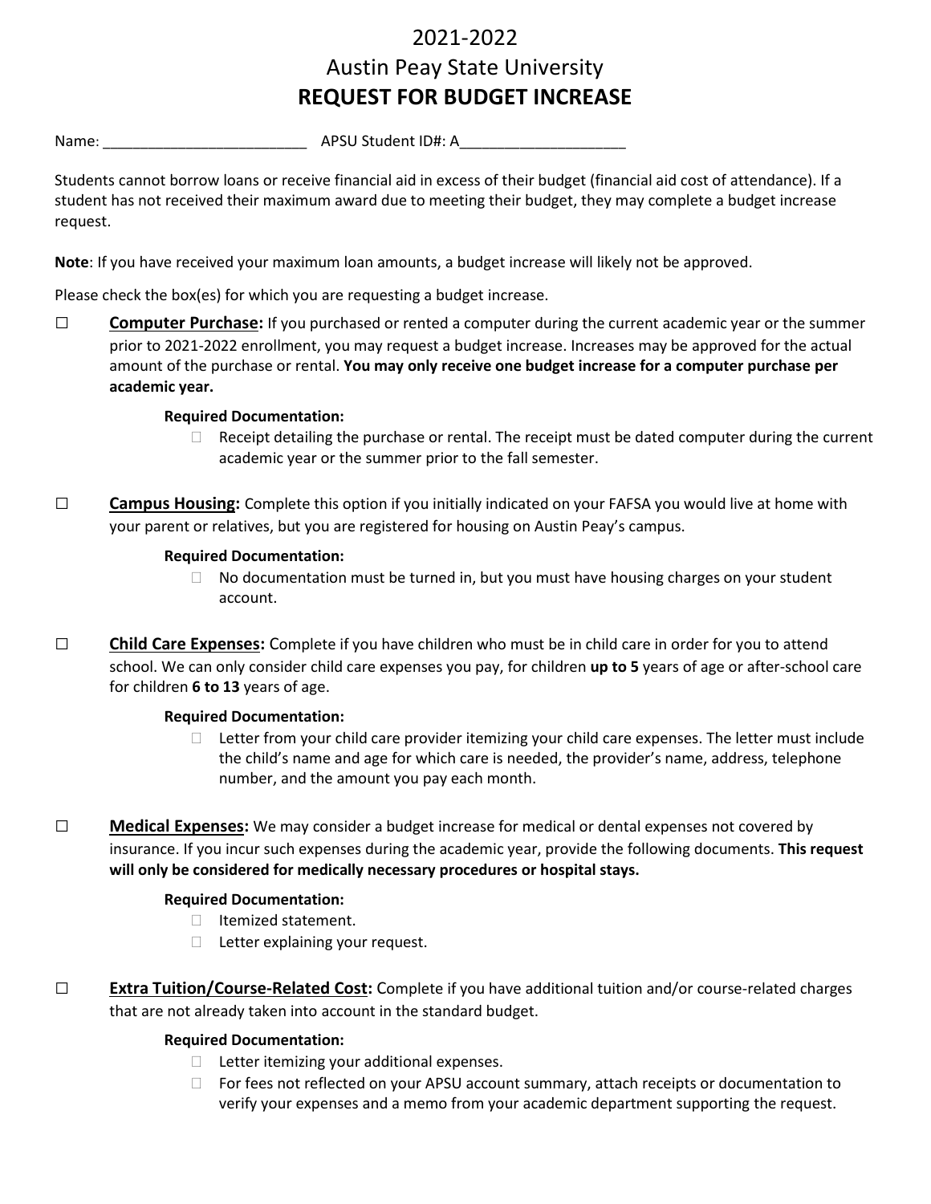# 2021-2022
# Austin Peay State University
# REQUEST FOR BUDGET INCREASE

Name: ________________________ APSU Student ID#: A____________________

Students cannot borrow loans or receive financial aid in excess of their budget (financial aid cost of attendance). If a student has not received their maximum award due to meeting their budget, they may complete a budget increase request.

**Note**: If you have received your maximum loan amounts, a budget increase will likely not be approved.

Please check the box(es) for which you are requesting a budget increase.

☐ **Computer Purchase:** If you purchased or rented a computer during the current academic year or the summer prior to 2021-2022 enrollment, you may request a budget increase. Increases may be approved for the actual amount of the purchase or rental. **You may only receive one budget increase for a computer purchase per academic year.**

**Required Documentation:**

- ☐ Receipt detailing the purchase or rental. The receipt must be dated computer during the current academic year or the summer prior to the fall semester.

☐ **Campus Housing:** Complete this option if you initially indicated on your FAFSA you would live at home with your parent or relatives, but you are registered for housing on Austin Peay's campus.

**Required Documentation:**

- ☐ No documentation must be turned in, but you must have housing charges on your student account.

☐ **Child Care Expenses:** Complete if you have children who must be in child care in order for you to attend school. We can only consider child care expenses you pay, for children **up to 5** years of age or after-school care for children **6 to 13** years of age.

**Required Documentation:**

- ☐ Letter from your child care provider itemizing your child care expenses. The letter must include the child's name and age for which care is needed, the provider's name, address, telephone number, and the amount you pay each month.

☐ **Medical Expenses:** We may consider a budget increase for medical or dental expenses not covered by insurance. If you incur such expenses during the academic year, provide the following documents. **This request will only be considered for medically necessary procedures or hospital stays.**

**Required Documentation:**

- ☐ Itemized statement.
- ☐ Letter explaining your request.

☐ **Extra Tuition/Course-Related Cost:** Complete if you have additional tuition and/or course-related charges that are not already taken into account in the standard budget.

**Required Documentation:**

- ☐ Letter itemizing your additional expenses.
- ☐ For fees not reflected on your APSU account summary, attach receipts or documentation to verify your expenses and a memo from your academic department supporting the request.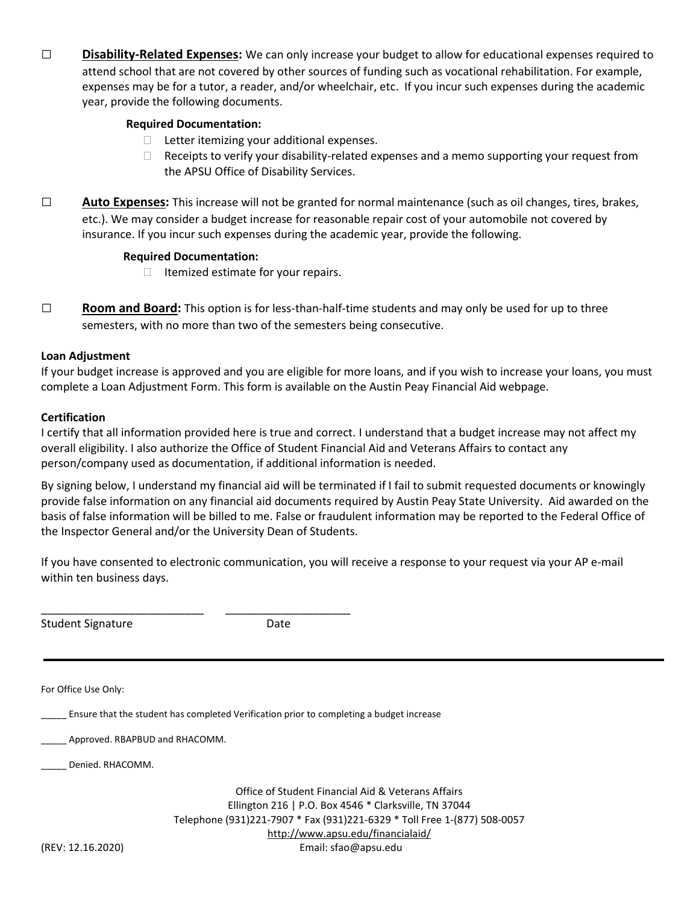☐ **Disability-Related Expenses:** We can only increase your budget to allow for educational expenses required to attend school that are not covered by other sources of funding such as vocational rehabilitation. For example, expenses may be for a tutor, a reader, and/or wheelchair, etc. If you incur such expenses during the academic year, provide the following documents.

**Required Documentation:**

- ☐ Letter itemizing your additional expenses.
- ☐ Receipts to verify your disability-related expenses and a memo supporting your request from the APSU Office of Disability Services.

☐ **Auto Expenses:** This increase will not be granted for normal maintenance (such as oil changes, tires, brakes, etc.). We may consider a budget increase for reasonable repair cost of your automobile not covered by insurance. If you incur such expenses during the academic year, provide the following.

**Required Documentation:**

- ☐ Itemized estimate for your repairs.

☐ **Room and Board:** This option is for less-than-half-time students and may only be used for up to three semesters, with no more than two of the semesters being consecutive.

**Loan Adjustment**

If your budget increase is approved and you are eligible for more loans, and if you wish to increase your loans, you must complete a Loan Adjustment Form. This form is available on the Austin Peay Financial Aid webpage.

**Certification**

I certify that all information provided here is true and correct. I understand that a budget increase may not affect my overall eligibility. I also authorize the Office of Student Financial Aid and Veterans Affairs to contact any person/company used as documentation, if additional information is needed.

By signing below, I understand my financial aid will be terminated if I fail to submit requested documents or knowingly provide false information on any financial aid documents required by Austin Peay State University. Aid awarded on the basis of false information will be billed to me. False or fraudulent information may be reported to the Federal Office of the Inspector General and/or the University Dean of Students.

If you have consented to electronic communication, you will receive a response to your request via your AP e-mail within ten business days.

___________________________ ____________________

Student Signature Date

---

For Office Use Only:

_____ Ensure that the student has completed Verification prior to completing a budget increase

_____ Approved. RBAPBUD and RHACOMM.

_____ Denied. RHACOMM.

Office of Student Financial Aid & Veterans Affairs
Ellington 216 | P.O. Box 4546 * Clarksville, TN 37044
Telephone (931)221-7907 * Fax (931)221-6329 * Toll Free 1-(877) 508-0057
http://www.apsu.edu/financialaid/
Email: sfao@apsu.edu

(REV: 12.16.2020)